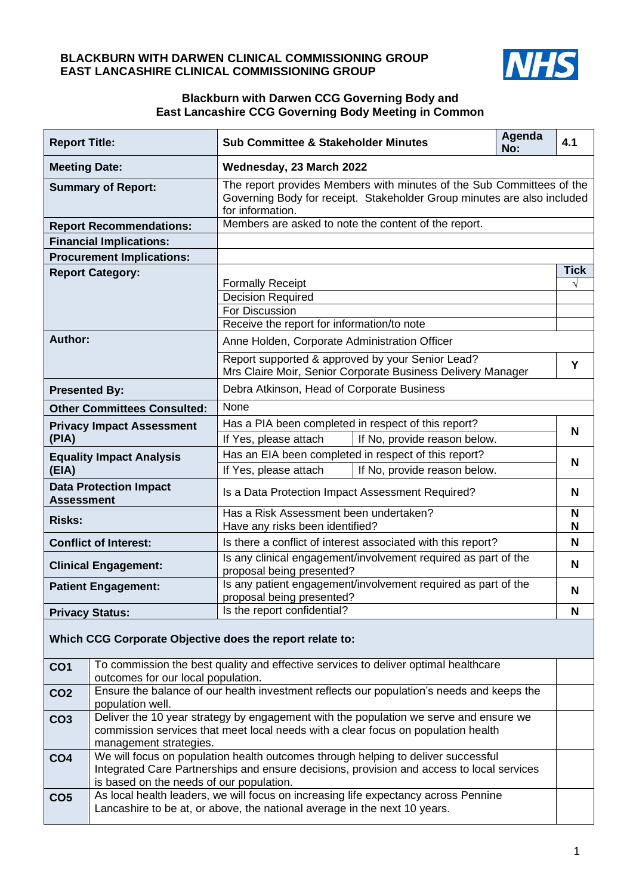**BLACKBURN WITH DARWEN CLINICAL COMMISSIONING GROUP**
**EAST LANCASHIRE CLINICAL COMMISSIONING GROUP**

NHS

**Blackburn with Darwen CCG Governing Body and East Lancashire CCG Governing Body Meeting in Common**

| | | | |
|---|---|---|---|
| **Report Title:** | **Sub Committee & Stakeholder Minutes** | **Agenda No:** | **4.1** |
| **Meeting Date:** | **Wednesday, 23 March 2022** | | |
| **Summary of Report:** | The report provides Members with minutes of the Sub Committees of the Governing Body for receipt. Stakeholder Group minutes are also included for information. | | |
| **Report Recommendations:** | Members are asked to note the content of the report. | | |
| **Financial Implications:** | | | |
| **Procurement Implications:** | | | |
| **Report Category:** | | | **Tick** |
| | Formally Receipt | | √ |
| | Decision Required | | |
| | For Discussion | | |
| | Receive the report for information/to note | | |
| **Author:** | Anne Holden, Corporate Administration Officer | | |
| | Report supported & approved by your Senior Lead? Mrs Claire Moir, Senior Corporate Business Delivery Manager | | Y |
| **Presented By:** | Debra Atkinson, Head of Corporate Business | | |
| **Other Committees Consulted:** | None | | |
| **Privacy Impact Assessment (PIA)** | Has a PIA been completed in respect of this report? If Yes, please attach / If No, provide reason below. | | N |
| **Equality Impact Analysis (EIA)** | Has an EIA been completed in respect of this report? If Yes, please attach / If No, provide reason below. | | N |
| **Data Protection Impact Assessment** | Is a Data Protection Impact Assessment Required? | | N |
| **Risks:** | Has a Risk Assessment been undertaken? | | N |
| | Have any risks been identified? | | N |
| **Conflict of Interest:** | Is there a conflict of interest associated with this report? | | N |
| **Clinical Engagement:** | Is any clinical engagement/involvement required as part of the proposal being presented? | | N |
| **Patient Engagement:** | Is any patient engagement/involvement required as part of the proposal being presented? | | N |
| **Privacy Status:** | Is the report confidential? | | N |

**Which CCG Corporate Objective does the report relate to:**

| | | |
|---|---|---|
| **CO1** | To commission the best quality and effective services to deliver optimal healthcare outcomes for our local population. | |
| **CO2** | Ensure the balance of our health investment reflects our population's needs and keeps the population well. | |
| **CO3** | Deliver the 10 year strategy by engagement with the population we serve and ensure we commission services that meet local needs with a clear focus on population health management strategies. | |
| **CO4** | We will focus on population health outcomes through helping to deliver successful Integrated Care Partnerships and ensure decisions, provision and access to local services is based on the needs of our population. | |
| **CO5** | As local health leaders, we will focus on increasing life expectancy across Pennine Lancashire to be at, or above, the national average in the next 10 years. | |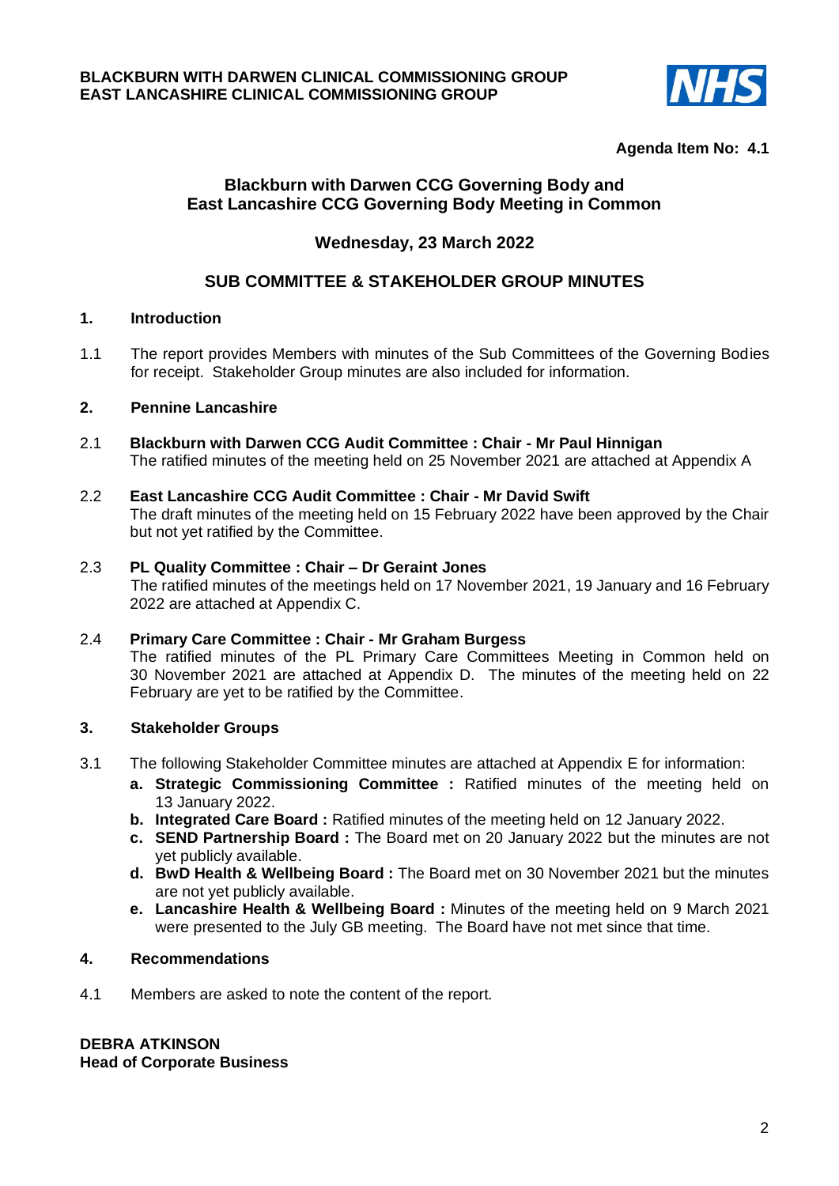**BLACKBURN WITH DARWEN CLINICAL COMMISSIONING GROUP**
**EAST LANCASHIRE CLINICAL COMMISSIONING GROUP**

**Agenda Item No: 4.1**

## Blackburn with Darwen CCG Governing Body and East Lancashire CCG Governing Body Meeting in Common

### Wednesday, 23 March 2022

### SUB COMMITTEE & STAKEHOLDER GROUP MINUTES

**1. Introduction**

1.1 The report provides Members with minutes of the Sub Committees of the Governing Bodies for receipt. Stakeholder Group minutes are also included for information.

**2. Pennine Lancashire**

2.1 **Blackburn with Darwen CCG Audit Committee : Chair - Mr Paul Hinnigan**
The ratified minutes of the meeting held on 25 November 2021 are attached at Appendix A

2.2 **East Lancashire CCG Audit Committee : Chair - Mr David Swift**
The draft minutes of the meeting held on 15 February 2022 have been approved by the Chair but not yet ratified by the Committee.

2.3 **PL Quality Committee : Chair – Dr Geraint Jones**
The ratified minutes of the meetings held on 17 November 2021, 19 January and 16 February 2022 are attached at Appendix C.

2.4 **Primary Care Committee : Chair - Mr Graham Burgess**
The ratified minutes of the PL Primary Care Committees Meeting in Common held on 30 November 2021 are attached at Appendix D. The minutes of the meeting held on 22 February are yet to be ratified by the Committee.

**3. Stakeholder Groups**

3.1 The following Stakeholder Committee minutes are attached at Appendix E for information:

- **a. Strategic Commissioning Committee :** Ratified minutes of the meeting held on 13 January 2022.
- **b. Integrated Care Board :** Ratified minutes of the meeting held on 12 January 2022.
- **c. SEND Partnership Board :** The Board met on 20 January 2022 but the minutes are not yet publicly available.
- **d. BwD Health & Wellbeing Board :** The Board met on 30 November 2021 but the minutes are not yet publicly available.
- **e. Lancashire Health & Wellbeing Board :** Minutes of the meeting held on 9 March 2021 were presented to the July GB meeting. The Board have not met since that time.

**4. Recommendations**

4.1 Members are asked to note the content of the report.

**DEBRA ATKINSON**
**Head of Corporate Business**